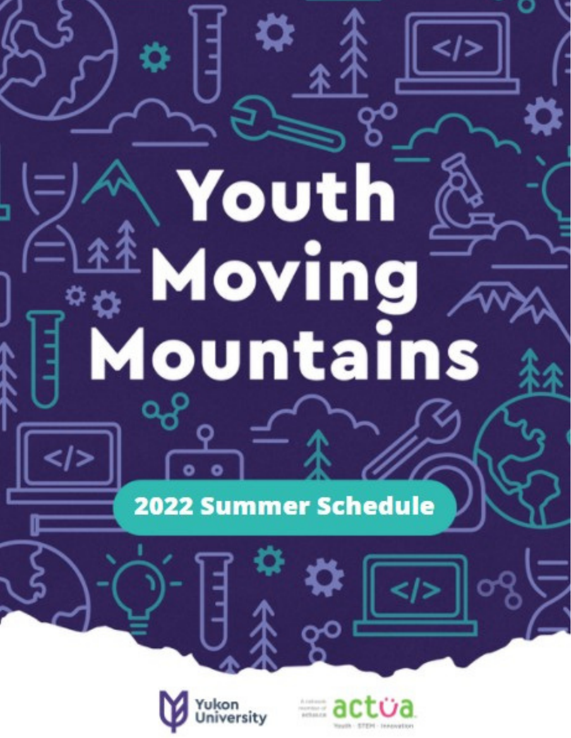# Youth Moving Mountains

2022 Summer Schedule

Yukon University

A network member of actua

actua

Youth · STEM · Innovation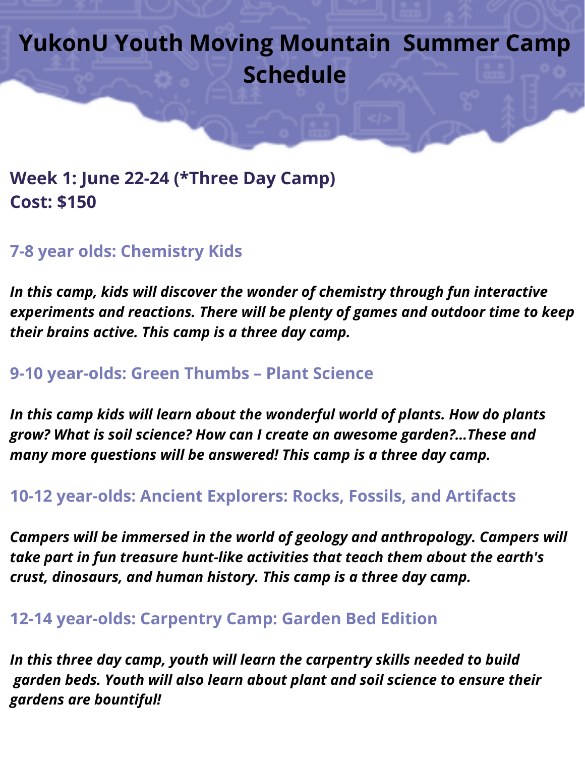# YukonU Youth Moving Mountain Summer Camp Schedule

## Week 1: June 22-24 (*Three Day Camp)
## Cost: $150

### 7-8 year olds: Chemistry Kids

***In this camp, kids will discover the wonder of chemistry through fun interactive experiments and reactions. There will be plenty of games and outdoor time to keep their brains active. This camp is a three day camp.***

### 9-10 year-olds: Green Thumbs – Plant Science

***In this camp kids will learn about the wonderful world of plants. How do plants grow? What is soil science? How can I create an awesome garden?...These and many more questions will be answered! This camp is a three day camp.***

### 10-12 year-olds: Ancient Explorers: Rocks, Fossils, and Artifacts

***Campers will be immersed in the world of geology and anthropology. Campers will take part in fun treasure hunt-like activities that teach them about the earth's crust, dinosaurs, and human history. This camp is a three day camp.***

### 12-14 year-olds: Carpentry Camp: Garden Bed Edition

***In this three day camp, youth will learn the carpentry skills needed to build garden beds. Youth will also learn about plant and soil science to ensure their gardens are bountiful!***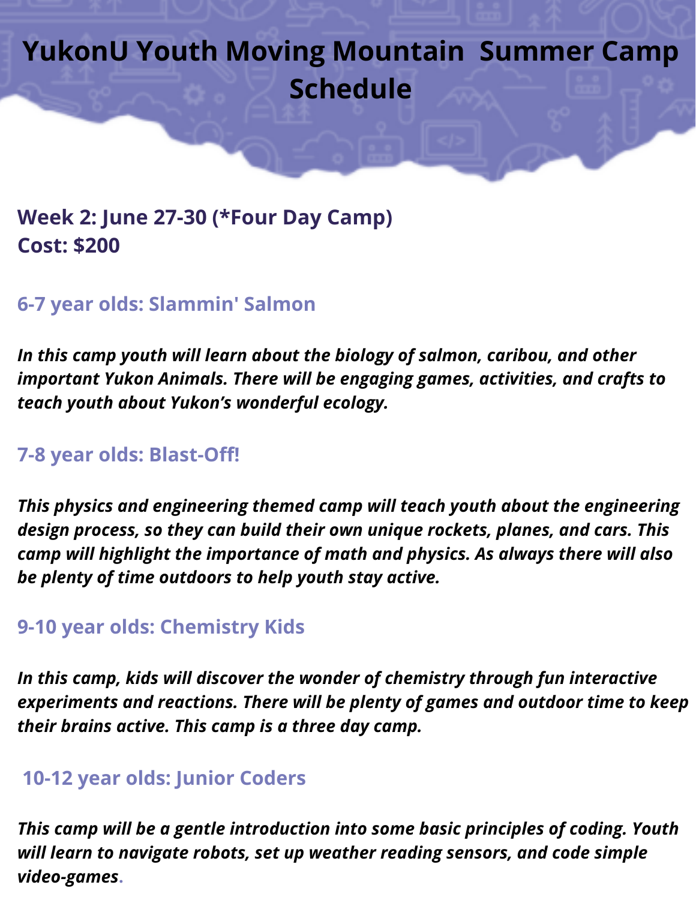# YukonU Youth Moving Mountain Summer Camp Schedule

## Week 2: June 27-30 (*Four Day Camp)
## Cost: $200

### 6-7 year olds: Slammin' Salmon

***In this camp youth will learn about the biology of salmon, caribou, and other important Yukon Animals. There will be engaging games, activities, and crafts to teach youth about Yukon's wonderful ecology.***

### 7-8 year olds: Blast-Off!

***This physics and engineering themed camp will teach youth about the engineering design process, so they can build their own unique rockets, planes, and cars. This camp will highlight the importance of math and physics. As always there will also be plenty of time outdoors to help youth stay active.***

### 9-10 year olds: Chemistry Kids

***In this camp, kids will discover the wonder of chemistry through fun interactive experiments and reactions. There will be plenty of games and outdoor time to keep their brains active. This camp is a three day camp.***

### 10-12 year olds: Junior Coders

***This camp will be a gentle introduction into some basic principles of coding. Youth will learn to navigate robots, set up weather reading sensors, and code simple video-games.***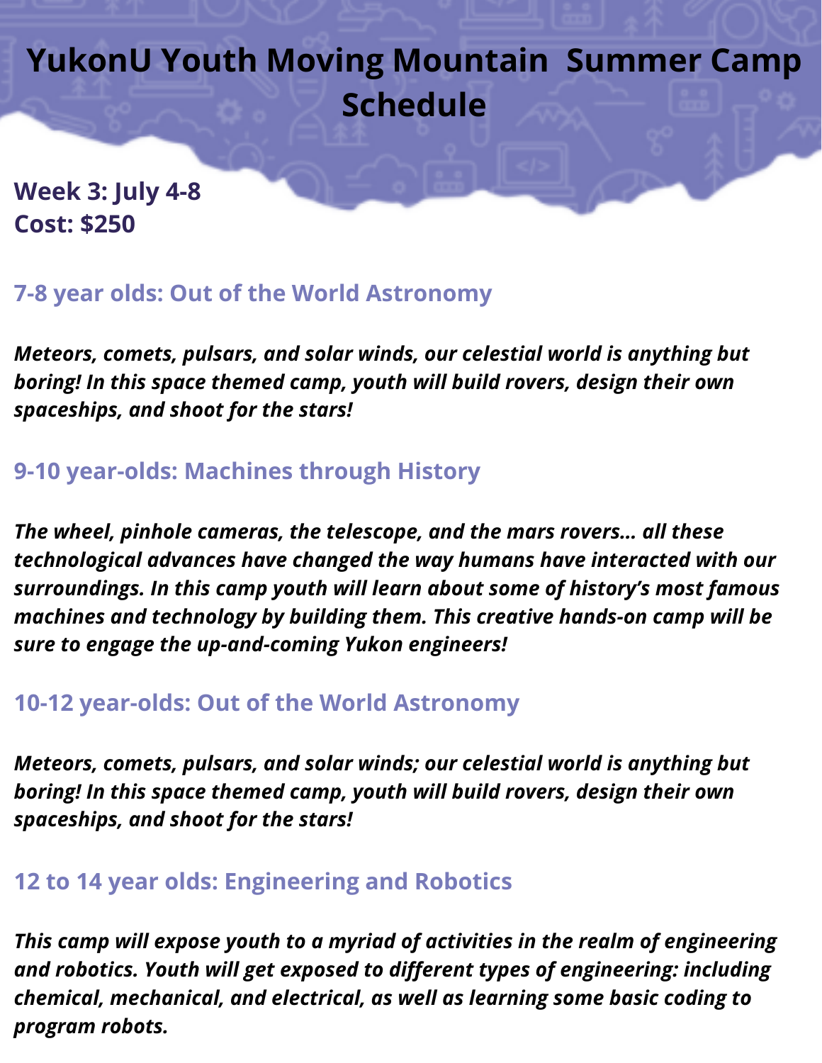# YukonU Youth Moving Mountain Summer Camp Schedule

**Week 3: July 4-8**
**Cost: $250**

## 7-8 year olds: Out of the World Astronomy

***Meteors, comets, pulsars, and solar winds, our celestial world is anything but boring! In this space themed camp, youth will build rovers, design their own spaceships, and shoot for the stars!***

## 9-10 year-olds: Machines through History

***The wheel, pinhole cameras, the telescope, and the mars rovers... all these technological advances have changed the way humans have interacted with our surroundings. In this camp youth will learn about some of history's most famous machines and technology by building them. This creative hands-on camp will be sure to engage the up-and-coming Yukon engineers!***

## 10-12 year-olds: Out of the World Astronomy

***Meteors, comets, pulsars, and solar winds; our celestial world is anything but boring! In this space themed camp, youth will build rovers, design their own spaceships, and shoot for the stars!***

## 12 to 14 year olds: Engineering and Robotics

***This camp will expose youth to a myriad of activities in the realm of engineering and robotics. Youth will get exposed to different types of engineering: including chemical, mechanical, and electrical, as well as learning some basic coding to program robots.***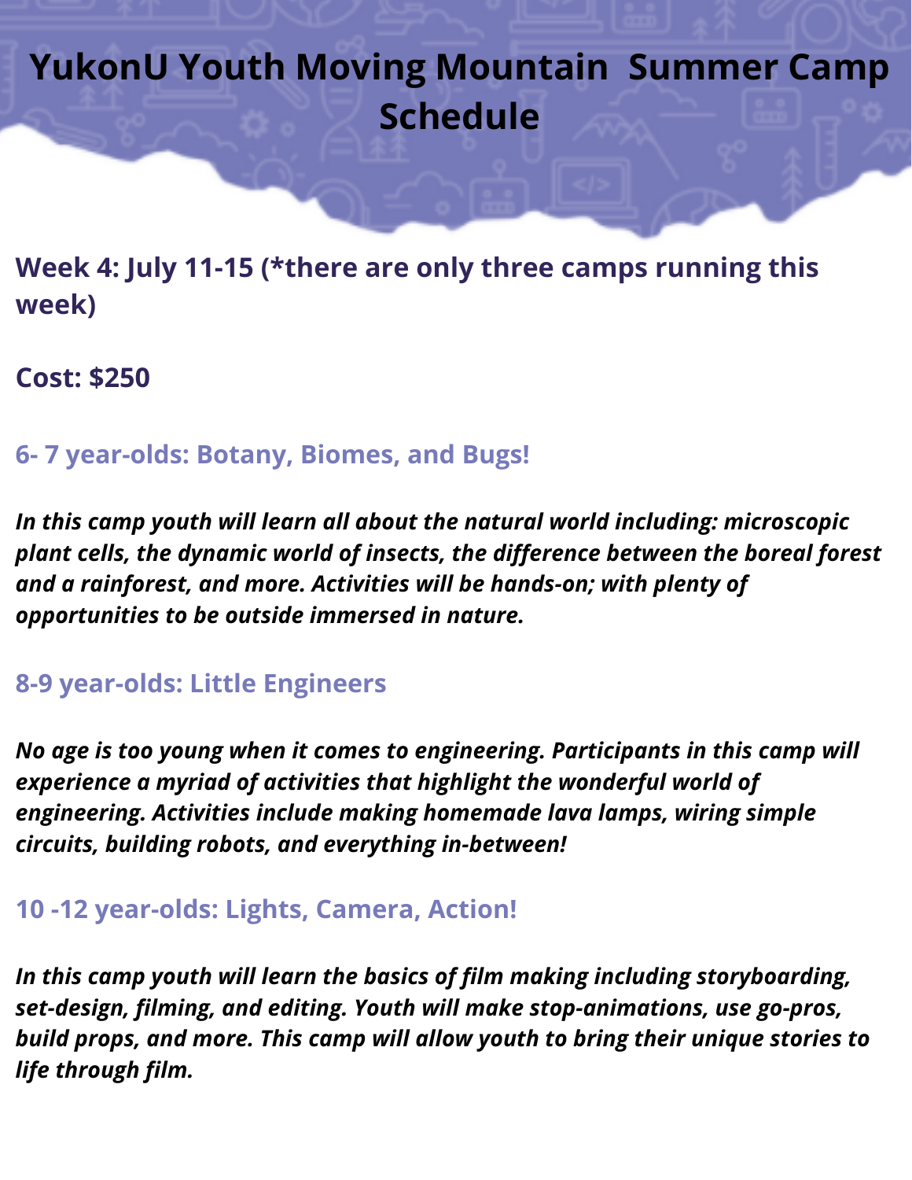# YukonU Youth Moving Mountain  Summer Camp Schedule

## Week 4: July 11-15 (*there are only three camps running this week)

**Cost: $250**

### 6- 7 year-olds: Botany, Biomes, and Bugs!

***In this camp youth will learn all about the natural world including: microscopic plant cells, the dynamic world of insects, the difference between the boreal forest and a rainforest, and more. Activities will be hands-on; with plenty of opportunities to be outside immersed in nature.***

### 8-9 year-olds: Little Engineers

***No age is too young when it comes to engineering. Participants in this camp will experience a myriad of activities that highlight the wonderful world of engineering. Activities include making homemade lava lamps, wiring simple circuits, building robots, and everything in-between!***

### 10 -12 year-olds: Lights, Camera, Action!

***In this camp youth will learn the basics of film making including storyboarding, set-design, filming, and editing. Youth will make stop-animations, use go-pros, build props, and more. This camp will allow youth to bring their unique stories to life through film.***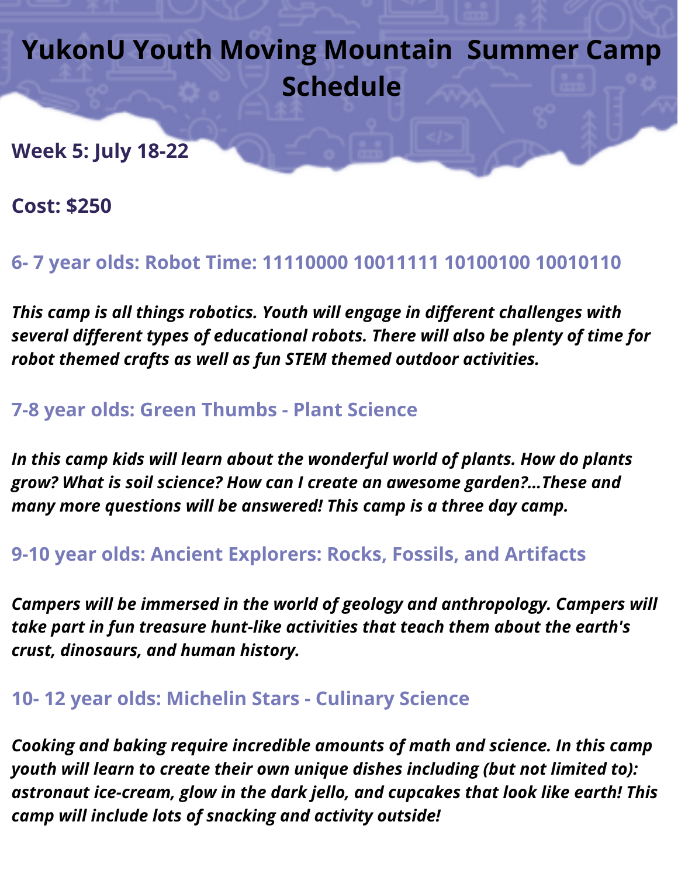# YukonU Youth Moving Mountain Summer Camp Schedule

**Week 5: July 18-22**

**Cost: $250**

### 6- 7 year olds: Robot Time: 11110000 10011111 10100100 10010110

***This camp is all things robotics. Youth will engage in different challenges with several different types of educational robots. There will also be plenty of time for robot themed crafts as well as fun STEM themed outdoor activities.***

### 7-8 year olds: Green Thumbs - Plant Science

***In this camp kids will learn about the wonderful world of plants. How do plants grow? What is soil science? How can I create an awesome garden?...These and many more questions will be answered! This camp is a three day camp.***

### 9-10 year olds: Ancient Explorers: Rocks, Fossils, and Artifacts

***Campers will be immersed in the world of geology and anthropology. Campers will take part in fun treasure hunt-like activities that teach them about the earth's crust, dinosaurs, and human history.***

### 10- 12 year olds: Michelin Stars - Culinary Science

***Cooking and baking require incredible amounts of math and science. In this camp youth will learn to create their own unique dishes including (but not limited to): astronaut ice-cream, glow in the dark jello, and cupcakes that look like earth! This camp will include lots of snacking and activity outside!***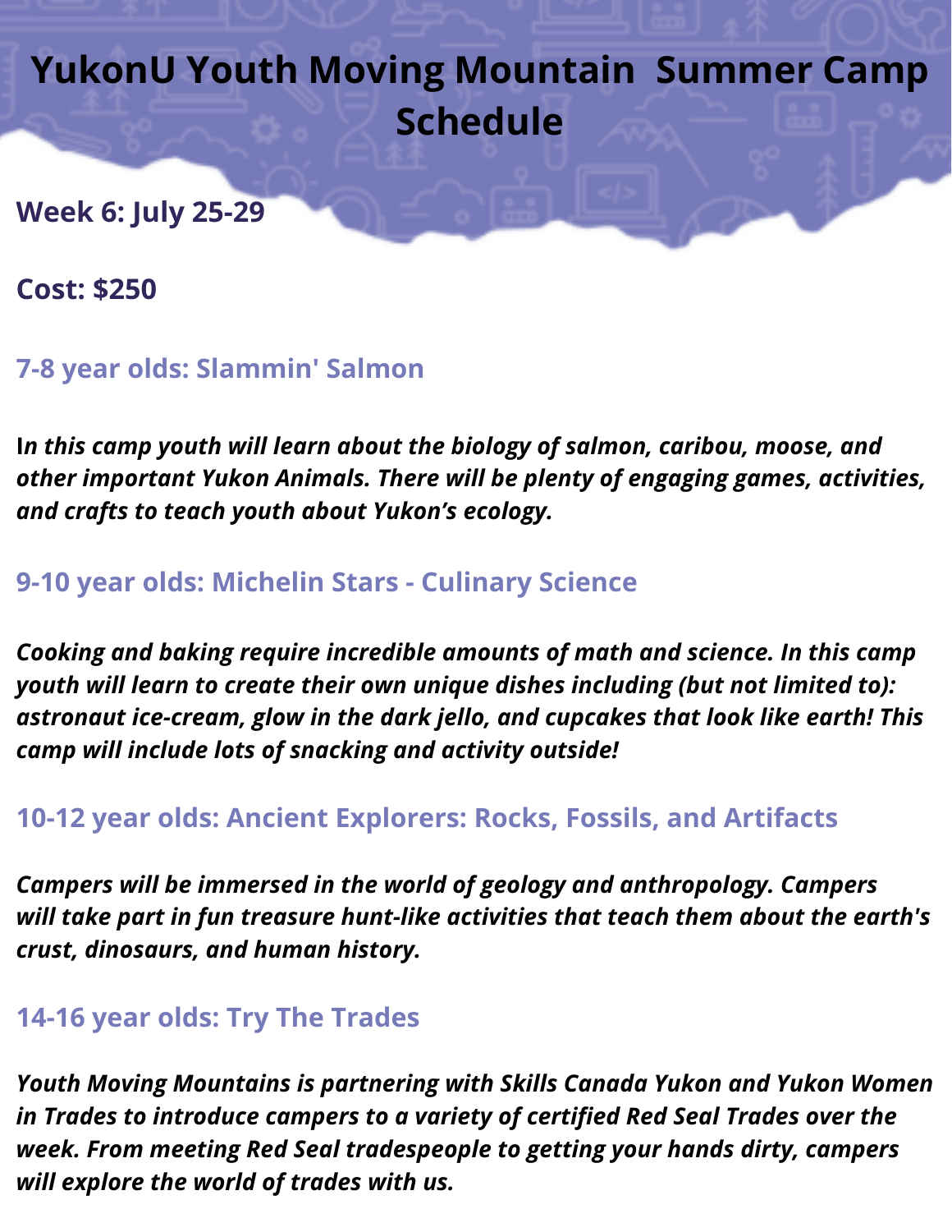# YukonU Youth Moving Mountain Summer Camp Schedule

## Week 6: July 25-29

## Cost: $250

### 7-8 year olds: Slammin' Salmon

***In this camp youth will learn about the biology of salmon, caribou, moose, and other important Yukon Animals. There will be plenty of engaging games, activities, and crafts to teach youth about Yukon's ecology.***

### 9-10 year olds: Michelin Stars - Culinary Science

***Cooking and baking require incredible amounts of math and science. In this camp youth will learn to create their own unique dishes including (but not limited to): astronaut ice-cream, glow in the dark jello, and cupcakes that look like earth! This camp will include lots of snacking and activity outside!***

### 10-12 year olds: Ancient Explorers: Rocks, Fossils, and Artifacts

***Campers will be immersed in the world of geology and anthropology. Campers will take part in fun treasure hunt-like activities that teach them about the earth's crust, dinosaurs, and human history.***

### 14-16 year olds: Try The Trades

***Youth Moving Mountains is partnering with Skills Canada Yukon and Yukon Women in Trades to introduce campers to a variety of certified Red Seal Trades over the week. From meeting Red Seal tradespeople to getting your hands dirty, campers will explore the world of trades with us.***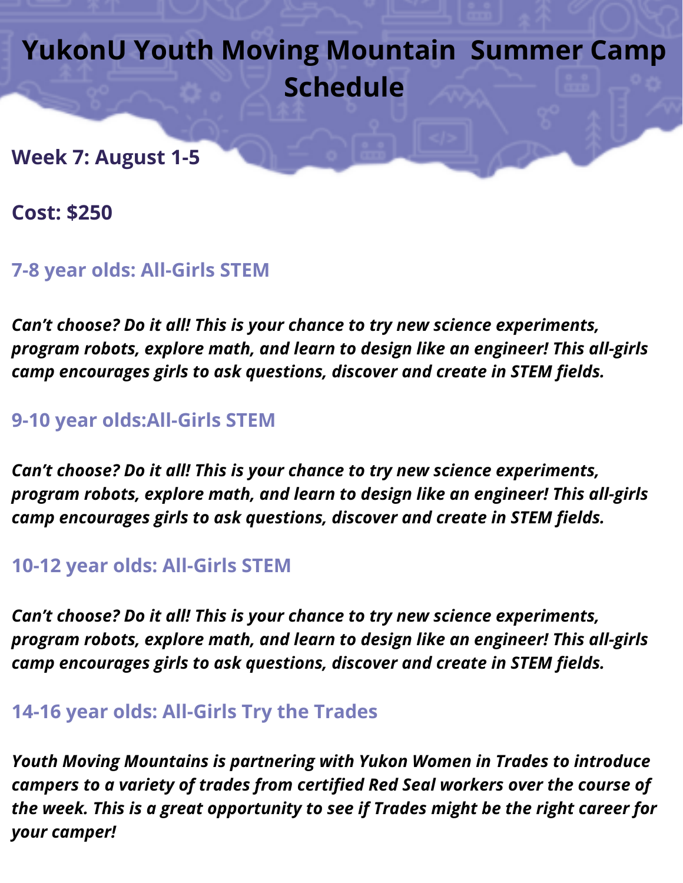# YukonU Youth Moving Mountain  Summer Camp Schedule

## Week 7: August 1-5

## Cost: $250

### 7-8 year olds: All-Girls STEM

***Can't choose? Do it all! This is your chance to try new science experiments, program robots, explore math, and learn to design like an engineer! This all-girls camp encourages girls to ask questions, discover and create in STEM fields.***

### 9-10 year olds:All-Girls STEM

***Can't choose? Do it all! This is your chance to try new science experiments, program robots, explore math, and learn to design like an engineer! This all-girls camp encourages girls to ask questions, discover and create in STEM fields.***

### 10-12 year olds: All-Girls STEM

***Can't choose? Do it all! This is your chance to try new science experiments, program robots, explore math, and learn to design like an engineer! This all-girls camp encourages girls to ask questions, discover and create in STEM fields.***

### 14-16 year olds: All-Girls Try the Trades

***Youth Moving Mountains is partnering with Yukon Women in Trades to introduce campers to a variety of trades from certified Red Seal workers over the course of the week. This is a great opportunity to see if Trades might be the right career for your camper!***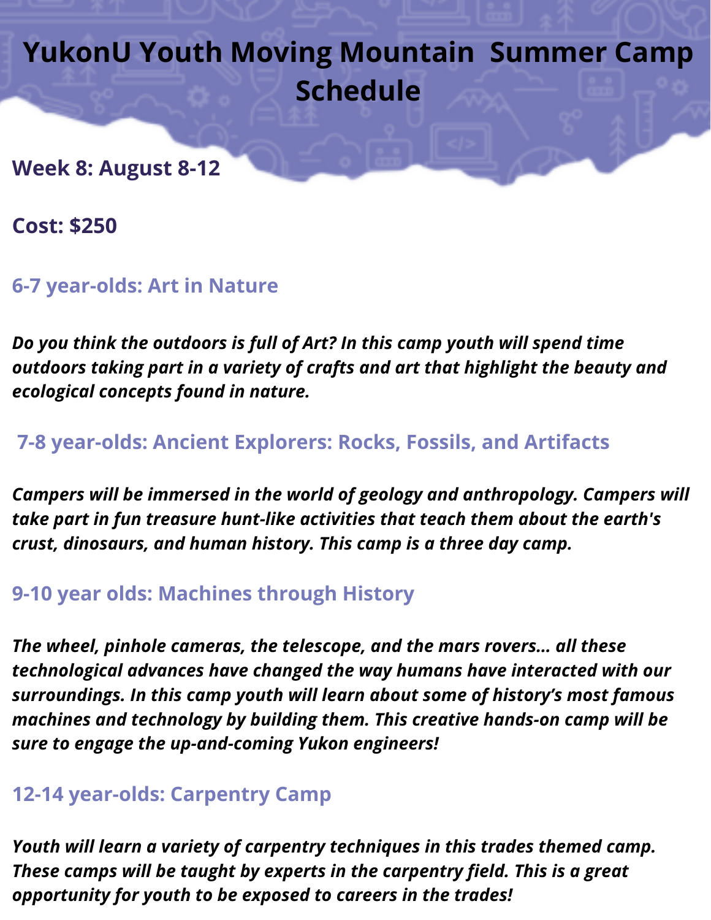# YukonU Youth Moving Mountain Summer Camp Schedule

## Week 8: August 8-12

## Cost: $250

### 6-7 year-olds: Art in Nature

***Do you think the outdoors is full of Art? In this camp youth will spend time outdoors taking part in a variety of crafts and art that highlight the beauty and ecological concepts found in nature.***

### 7-8 year-olds: Ancient Explorers: Rocks, Fossils, and Artifacts

***Campers will be immersed in the world of geology and anthropology. Campers will take part in fun treasure hunt-like activities that teach them about the earth's crust, dinosaurs, and human history. This camp is a three day camp.***

### 9-10 year olds: Machines through History

***The wheel, pinhole cameras, the telescope, and the mars rovers... all these technological advances have changed the way humans have interacted with our surroundings. In this camp youth will learn about some of history's most famous machines and technology by building them. This creative hands-on camp will be sure to engage the up-and-coming Yukon engineers!***

### 12-14 year-olds: Carpentry Camp

***Youth will learn a variety of carpentry techniques in this trades themed camp. These camps will be taught by experts in the carpentry field. This is a great opportunity for youth to be exposed to careers in the trades!***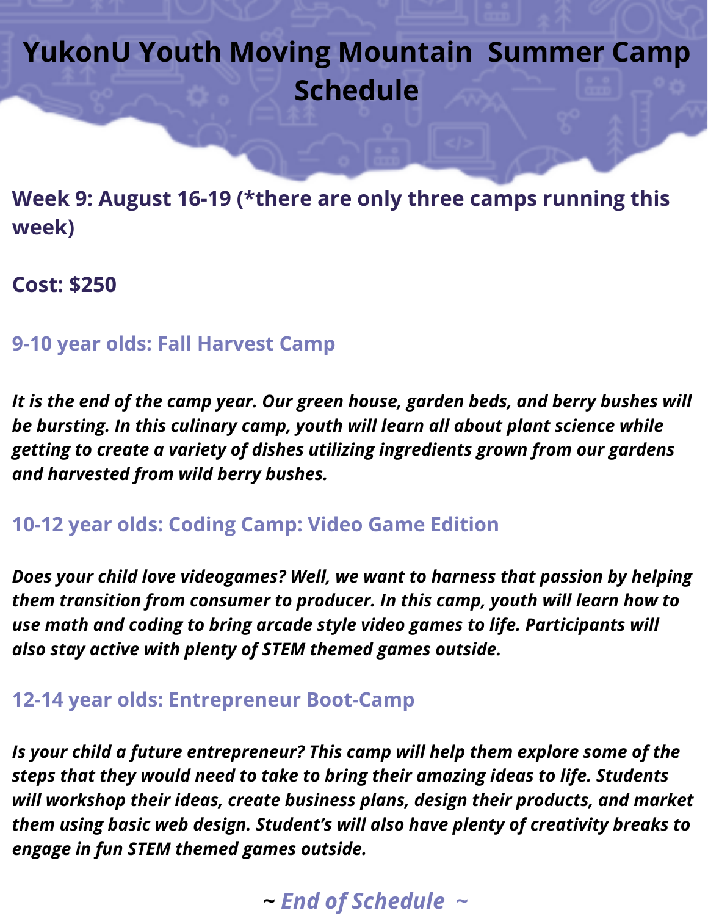# YukonU Youth Moving Mountain Summer Camp Schedule

## Week 9: August 16-19 (*there are only three camps running this week)

**Cost: $250**

### 9-10 year olds: Fall Harvest Camp

***It is the end of the camp year. Our green house, garden beds, and berry bushes will be bursting. In this culinary camp, youth will learn all about plant science while getting to create a variety of dishes utilizing ingredients grown from our gardens and harvested from wild berry bushes.***

### 10-12 year olds: Coding Camp: Video Game Edition

***Does your child love videogames? Well, we want to harness that passion by helping them transition from consumer to producer. In this camp, youth will learn how to use math and coding to bring arcade style video games to life. Participants will also stay active with plenty of STEM themed games outside.***

### 12-14 year olds: Entrepreneur Boot-Camp

***Is your child a future entrepreneur? This camp will help them explore some of the steps that they would need to take to bring their amazing ideas to life. Students will workshop their ideas, create business plans, design their products, and market them using basic web design. Student's will also have plenty of creativity breaks to engage in fun STEM themed games outside.***

~ ***End of Schedule*** ~